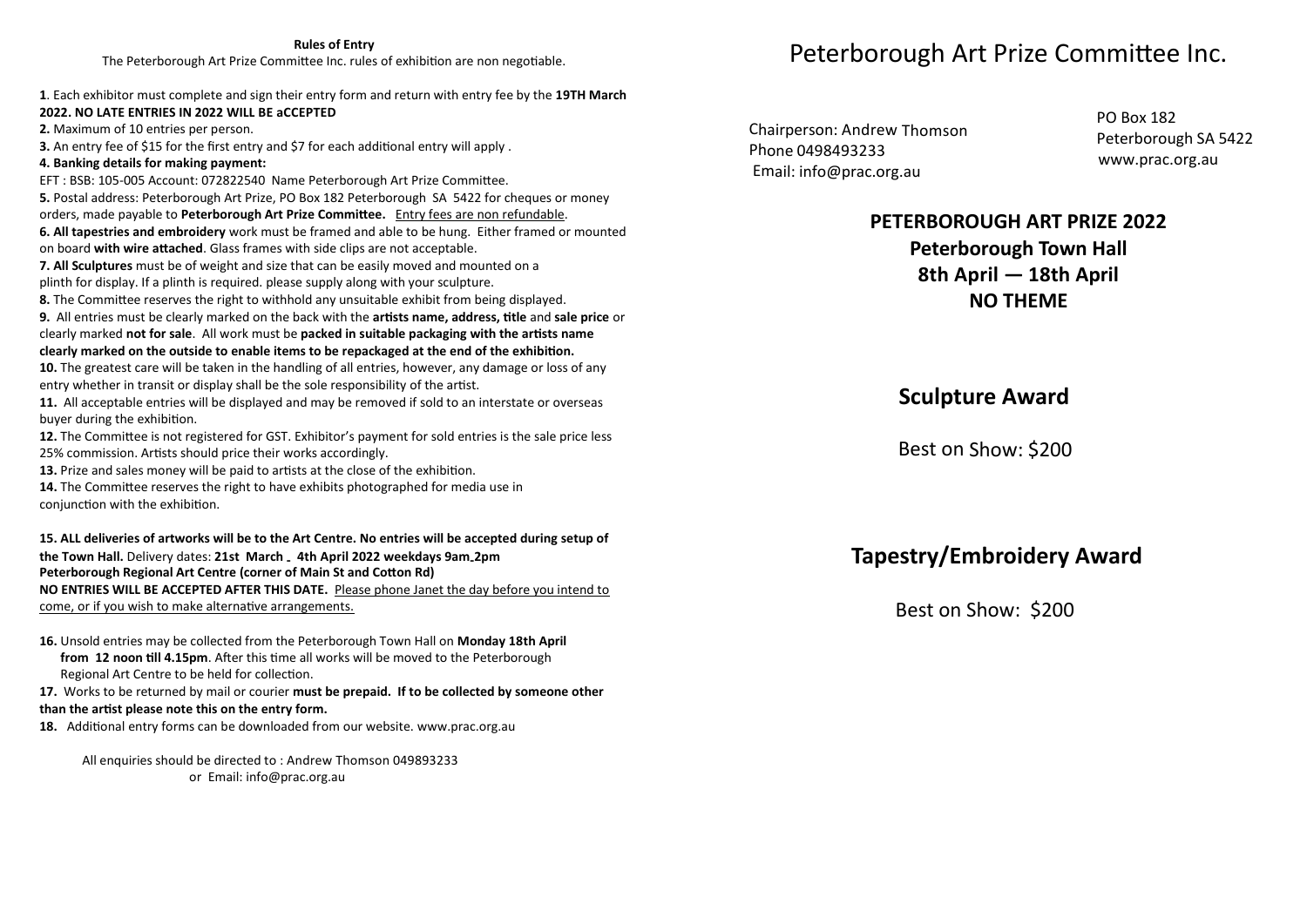## Rules of Entry

The Peterborough Art Prize Committee Inc. rules of exhibition are non negotiable.

**1**. Each exhibitor must complete and sign their entry form and return with entry fee by the **19TH March 2022. NO LATE ENTRIES IN 2022 WILL BE aCCEPTED**

**2.** Maximum of 10 entries per person.

**3.** An entry fee of $15 for the first entry and $7 for each additional entry will apply .

**4. Banking details for making payment:**

EFT : BSB: 105-005 Account: 072822540 Name Peterborough Art Prize Committee.

**5.** Postal address: Peterborough Art Prize, PO Box 182 Peterborough SA 5422 for cheques or money orders, made payable to **Peterborough Art Prize Committee.** Entry fees are non refundable.

**6. All tapestries and embroidery** work must be framed and able to be hung. Either framed or mounted on board **with wire attached**. Glass frames with side clips are not acceptable.

**7. All Sculptures** must be of weight and size that can be easily moved and mounted on a plinth for display. If a plinth is required. please supply along with your sculpture.

**8.** The Committee reserves the right to withhold any unsuitable exhibit from being displayed.

**9.** All entries must be clearly marked on the back with the **artists name, address, title** and **sale price** or clearly marked **not for sale**. All work must be **packed in suitable packaging with the artists name clearly marked on the outside to enable items to be repackaged at the end of the exhibition.**

**10.** The greatest care will be taken in the handling of all entries, however, any damage or loss of any entry whether in transit or display shall be the sole responsibility of the artist.

**11.** All acceptable entries will be displayed and may be removed if sold to an interstate or overseas buyer during the exhibition.

**12.** The Committee is not registered for GST. Exhibitor's payment for sold entries is the sale price less 25% commission. Artists should price their works accordingly.

**13.** Prize and sales money will be paid to artists at the close of the exhibition.

**14.** The Committee reserves the right to have exhibits photographed for media use in conjunction with the exhibition.

**15. ALL deliveries of artworks will be to the Art Centre. No entries will be accepted during setup of the Town Hall.** Delivery dates: **21st March – 4th April 2022 weekdays 9am–2pm**
**Peterborough Regional Art Centre (corner of Main St and Cotton Rd)**
**NO ENTRIES WILL BE ACCEPTED AFTER THIS DATE.** Please phone Janet the day before you intend to come, or if you wish to make alternative arrangements.

**16.** Unsold entries may be collected from the Peterborough Town Hall on **Monday 18th April from 12 noon till 4.15pm**. After this time all works will be moved to the Peterborough Regional Art Centre to be held for collection.

**17.** Works to be returned by mail or courier **must be prepaid. If to be collected by someone other than the artist please note this on the entry form.**

**18.** Additional entry forms can be downloaded from our website. www.prac.org.au

All enquiries should be directed to : Andrew Thomson 049893233
or Email: info@prac.org.au

# Peterborough Art Prize Committee Inc.

Chairperson: Andrew Thomson
Phone 0498493233
Email: info@prac.org.au

PO Box 182
Peterborough SA 5422
www.prac.org.au

## PETERBOROUGH ART PRIZE 2022
**Peterborough Town Hall**
**8th April — 18th April**
**NO THEME**

## Sculpture Award

Best on Show: $200

## Tapestry/Embroidery Award

Best on Show: $200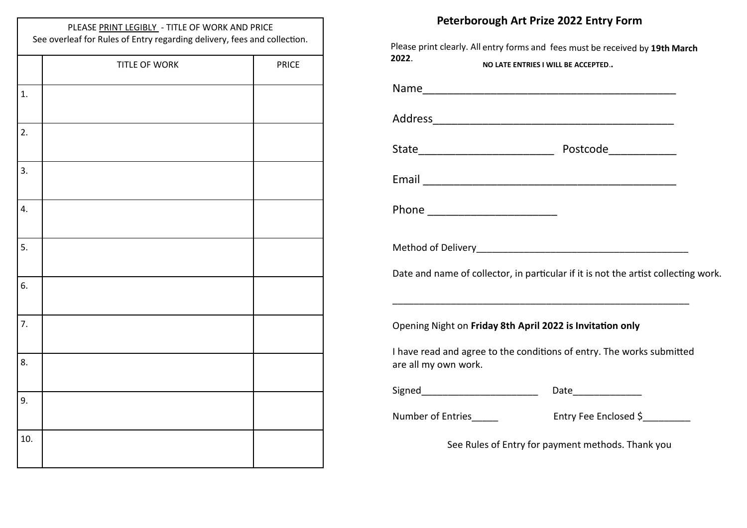PLEASE PRINT LEGIBLY - TITLE OF WORK AND PRICE
See overleaf for Rules of Entry regarding delivery, fees and collection.

| | TITLE OF WORK | PRICE |
|---|---|---|
| 1. | | |
| 2. | | |
| 3. | | |
| 4. | | |
| 5. | | |
| 6. | | |
| 7. | | |
| 8. | | |
| 9. | | |
| 10. | | |

## Peterborough Art Prize 2022 Entry Form

Please print clearly. All entry forms and fees must be received by **19th March 2022**.

**NO LATE ENTRIES I WILL BE ACCEPTED..**

Name___________________________________________

Address_________________________________________

State______________________ Postcode___________

Email __________________________________________

Phone _____________________

Method of Delivery___________________________________________

Date and name of collector, in particular if it is not the artist collecting work.

______________________________________________________________

Opening Night on **Friday 8th April 2022 is Invitation only**

I have read and agree to the conditions of entry. The works submitted are all my own work.

Signed_______________________ Date_____________

Number of Entries_____ Entry Fee Enclosed $_________

See Rules of Entry for payment methods. Thank you